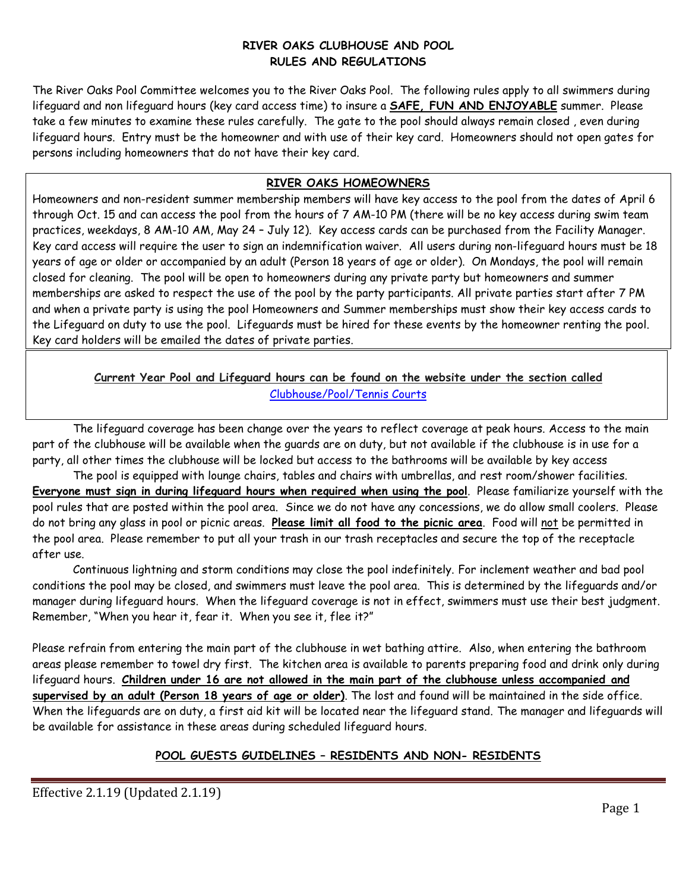# RIVER OAKS CLUBHOUSE AND POOL
# RULES AND REGULATIONS

The River Oaks Pool Committee welcomes you to the River Oaks Pool. The following rules apply to all swimmers during lifeguard and non lifeguard hours (key card access time) to insure a **SAFE, FUN AND ENJOYABLE** summer. Please take a few minutes to examine these rules carefully. The gate to the pool should always remain closed , even during lifeguard hours. Entry must be the homeowner and with use of their key card. Homeowners should not open gates for persons including homeowners that do not have their key card.

## RIVER OAKS HOMEOWNERS

Homeowners and non-resident summer membership members will have key access to the pool from the dates of April 6 through Oct. 15 and can access the pool from the hours of 7 AM-10 PM (there will be no key access during swim team practices, weekdays, 8 AM-10 AM, May 24 – July 12). Key access cards can be purchased from the Facility Manager. Key card access will require the user to sign an indemnification waiver. All users during non-lifeguard hours must be 18 years of age or older or accompanied by an adult (Person 18 years of age or older). On Mondays, the pool will remain closed for cleaning. The pool will be open to homeowners during any private party but homeowners and summer memberships are asked to respect the use of the pool by the party participants. All private parties start after 7 PM and when a private party is using the pool Homeowners and Summer memberships must show their key access cards to the Lifeguard on duty to use the pool. Lifeguards must be hired for these events by the homeowner renting the pool. Key card holders will be emailed the dates of private parties.

**Current Year Pool and Lifeguard hours can be found on the website under the section called** Clubhouse/Pool/Tennis Courts

The lifeguard coverage has been change over the years to reflect coverage at peak hours. Access to the main part of the clubhouse will be available when the guards are on duty, but not available if the clubhouse is in use for a party, all other times the clubhouse will be locked but access to the bathrooms will be available by key access

The pool is equipped with lounge chairs, tables and chairs with umbrellas, and rest room/shower facilities. **Everyone must sign in during lifeguard hours when required when using the pool**. Please familiarize yourself with the pool rules that are posted within the pool area. Since we do not have any concessions, we do allow small coolers. Please do not bring any glass in pool or picnic areas. **Please limit all food to the picnic area**. Food will not be permitted in the pool area. Please remember to put all your trash in our trash receptacles and secure the top of the receptacle after use.

Continuous lightning and storm conditions may close the pool indefinitely. For inclement weather and bad pool conditions the pool may be closed, and swimmers must leave the pool area. This is determined by the lifeguards and/or manager during lifeguard hours. When the lifeguard coverage is not in effect, swimmers must use their best judgment. Remember, "When you hear it, fear it. When you see it, flee it?"

Please refrain from entering the main part of the clubhouse in wet bathing attire. Also, when entering the bathroom areas please remember to towel dry first. The kitchen area is available to parents preparing food and drink only during lifeguard hours. **Children under 16 are not allowed in the main part of the clubhouse unless accompanied and supervised by an adult (Person 18 years of age or older)**. The lost and found will be maintained in the side office. When the lifeguards are on duty, a first aid kit will be located near the lifeguard stand. The manager and lifeguards will be available for assistance in these areas during scheduled lifeguard hours.

## POOL GUESTS GUIDELINES – RESIDENTS AND NON- RESIDENTS

Effective 2.1.19 (Updated 2.1.19)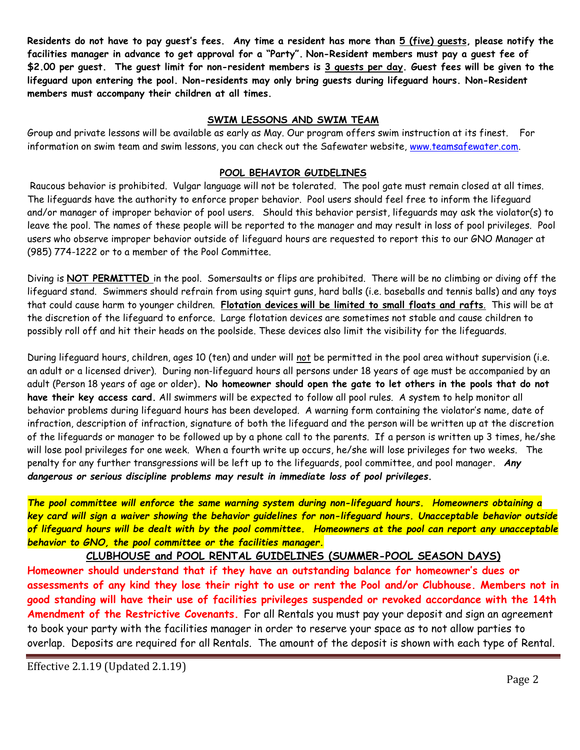**Residents do not have to pay guest's fees. Any time a resident has more than 5 (five) guests, please notify the facilities manager in advance to get approval for a "Party". Non-Resident members must pay a guest fee of $2.00 per guest. The guest limit for non-resident members is 3 guests per day. Guest fees will be given to the lifeguard upon entering the pool. Non-residents may only bring guests during lifeguard hours. Non-Resident members must accompany their children at all times.**

## SWIM LESSONS AND SWIM TEAM

Group and private lessons will be available as early as May. Our program offers swim instruction at its finest. For information on swim team and swim lessons, you can check out the Safewater website, www.teamsafewater.com.

## POOL BEHAVIOR GUIDELINES

Raucous behavior is prohibited. Vulgar language will not be tolerated. The pool gate must remain closed at all times. The lifeguards have the authority to enforce proper behavior. Pool users should feel free to inform the lifeguard and/or manager of improper behavior of pool users. Should this behavior persist, lifeguards may ask the violator(s) to leave the pool. The names of these people will be reported to the manager and may result in loss of pool privileges. Pool users who observe improper behavior outside of lifeguard hours are requested to report this to our GNO Manager at (985) 774-1222 or to a member of the Pool Committee.

Diving is **NOT PERMITTED** in the pool. Somersaults or flips are prohibited. There will be no climbing or diving off the lifeguard stand. Swimmers should refrain from using squirt guns, hard balls (i.e. baseballs and tennis balls) and any toys that could cause harm to younger children. **Flotation devices will be limited to small floats and rafts**. This will be at the discretion of the lifeguard to enforce. Large flotation devices are sometimes not stable and cause children to possibly roll off and hit their heads on the poolside. These devices also limit the visibility for the lifeguards.

During lifeguard hours, children, ages 10 (ten) and under will not be permitted in the pool area without supervision (i.e. an adult or a licensed driver). During non-lifeguard hours all persons under 18 years of age must be accompanied by an adult (Person 18 years of age or older). **No homeowner should open the gate to let others in the pools that do not have their key access card.** All swimmers will be expected to follow all pool rules. A system to help monitor all behavior problems during lifeguard hours has been developed. A warning form containing the violator's name, date of infraction, description of infraction, signature of both the lifeguard and the person will be written up at the discretion of the lifeguards or manager to be followed up by a phone call to the parents. If a person is written up 3 times, he/she will lose pool privileges for one week. When a fourth write up occurs, he/she will lose privileges for two weeks. The penalty for any further transgressions will be left up to the lifeguards, pool committee, and pool manager. ***Any dangerous or serious discipline problems may result in immediate loss of pool privileges.***

***The pool committee will enforce the same warning system during non-lifeguard hours. Homeowners obtaining a key card will sign a waiver showing the behavior guidelines for non-lifeguard hours. Unacceptable behavior outside of lifeguard hours will be dealt with by the pool committee. Homeowners at the pool can report any unacceptable behavior to GNO, the pool committee or the facilities manager.***

## CLUBHOUSE and POOL RENTAL GUIDELINES (SUMMER-POOL SEASON DAYS)

**Homeowner should understand that if they have an outstanding balance for homeowner's dues or assessments of any kind they lose their right to use or rent the Pool and/or Clubhouse. Members not in good standing will have their use of facilities privileges suspended or revoked accordance with the 14th Amendment of the Restrictive Covenants.** For all Rentals you must pay your deposit and sign an agreement to book your party with the facilities manager in order to reserve your space as to not allow parties to overlap. Deposits are required for all Rentals. The amount of the deposit is shown with each type of Rental.

Effective 2.1.19 (Updated 2.1.19)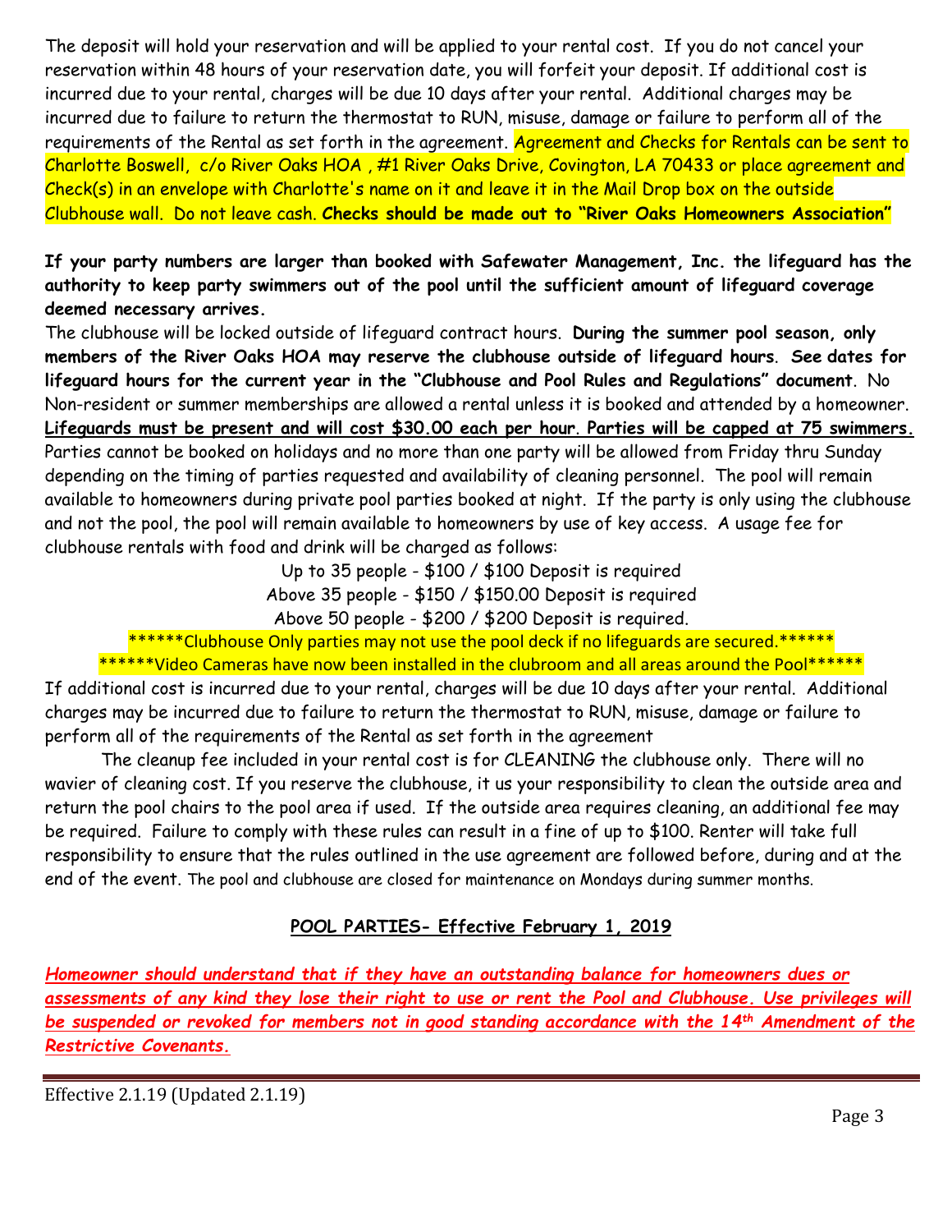The deposit will hold your reservation and will be applied to your rental cost. If you do not cancel your reservation within 48 hours of your reservation date, you will forfeit your deposit. If additional cost is incurred due to your rental, charges will be due 10 days after your rental. Additional charges may be incurred due to failure to return the thermostat to RUN, misuse, damage or failure to perform all of the requirements of the Rental as set forth in the agreement. Agreement and Checks for Rentals can be sent to Charlotte Boswell, c/o River Oaks HOA , #1 River Oaks Drive, Covington, LA 70433 or place agreement and Check(s) in an envelope with Charlotte's name on it and leave it in the Mail Drop box on the outside Clubhouse wall. Do not leave cash. **Checks should be made out to "River Oaks Homeowners Association"**

**If your party numbers are larger than booked with Safewater Management, Inc. the lifeguard has the authority to keep party swimmers out of the pool until the sufficient amount of lifeguard coverage deemed necessary arrives.**

The clubhouse will be locked outside of lifeguard contract hours. **During the summer pool season, only members of the River Oaks HOA may reserve the clubhouse outside of lifeguard hours**. **See dates for lifeguard hours for the current year in the "Clubhouse and Pool Rules and Regulations" document**. No Non-resident or summer memberships are allowed a rental unless it is booked and attended by a homeowner. **Lifeguards must be present and will cost $30.00 each per hour**. **Parties will be capped at 75 swimmers.** Parties cannot be booked on holidays and no more than one party will be allowed from Friday thru Sunday depending on the timing of parties requested and availability of cleaning personnel. The pool will remain available to homeowners during private pool parties booked at night. If the party is only using the clubhouse and not the pool, the pool will remain available to homeowners by use of key access. A usage fee for clubhouse rentals with food and drink will be charged as follows:

Up to 35 people - $100 / $100 Deposit is required
Above 35 people - $150 / $150.00 Deposit is required
Above 50 people - $200 / $200 Deposit is required.

******Clubhouse Only parties may not use the pool deck if no lifeguards are secured.******
******Video Cameras have now been installed in the clubroom and all areas around the Pool******

If additional cost is incurred due to your rental, charges will be due 10 days after your rental. Additional charges may be incurred due to failure to return the thermostat to RUN, misuse, damage or failure to perform all of the requirements of the Rental as set forth in the agreement

The cleanup fee included in your rental cost is for CLEANING the clubhouse only. There will no wavier of cleaning cost. If you reserve the clubhouse, it us your responsibility to clean the outside area and return the pool chairs to the pool area if used. If the outside area requires cleaning, an additional fee may be required. Failure to comply with these rules can result in a fine of up to $100. Renter will take full responsibility to ensure that the rules outlined in the use agreement are followed before, during and at the end of the event. The pool and clubhouse are closed for maintenance on Mondays during summer months.

## POOL PARTIES- Effective February 1, 2019

***Homeowner should understand that if they have an outstanding balance for homeowners dues or assessments of any kind they lose their right to use or rent the Pool and Clubhouse. Use privileges will be suspended or revoked for members not in good standing accordance with the 14th Amendment of the Restrictive Covenants.***

Effective 2.1.19 (Updated 2.1.19)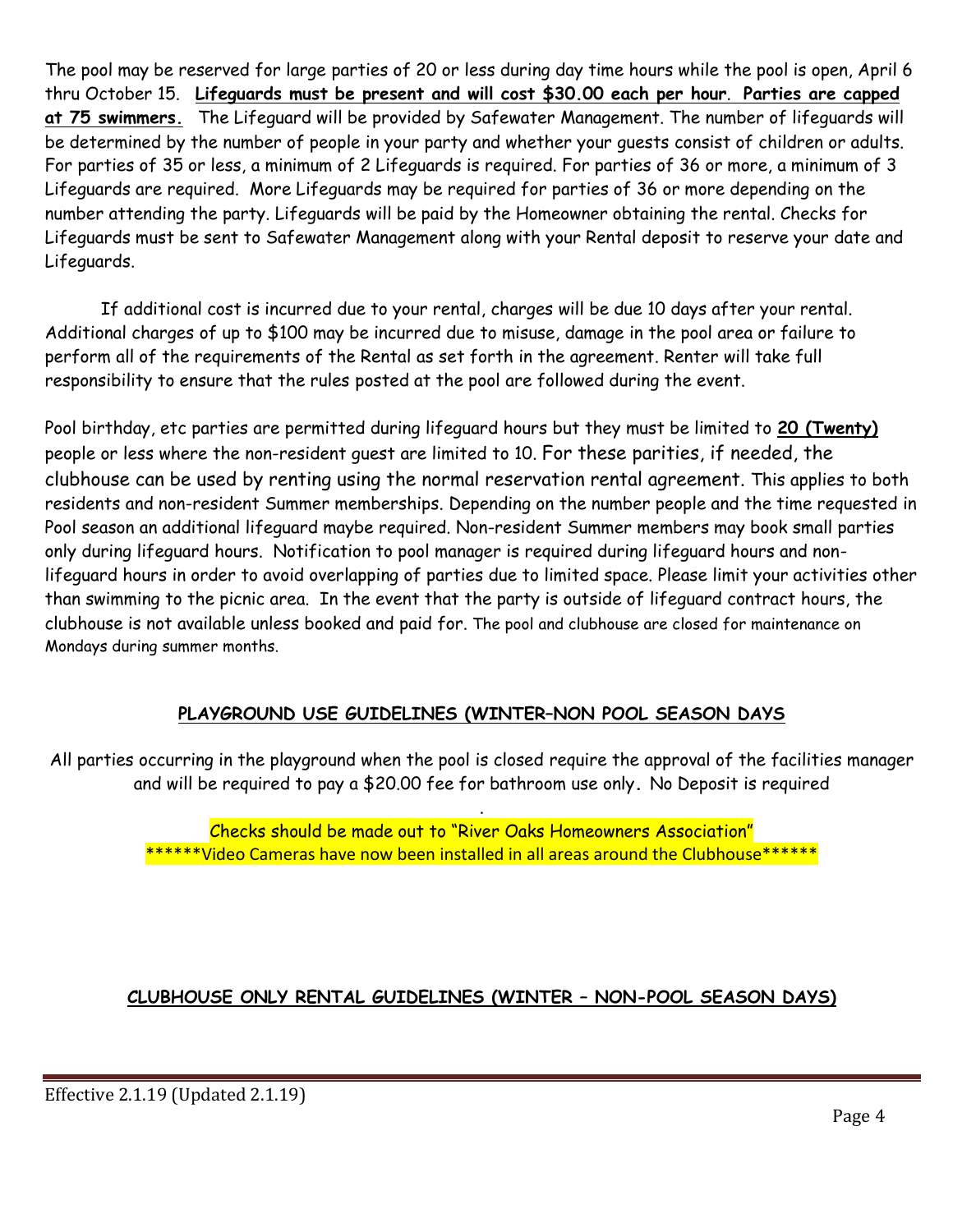The pool may be reserved for large parties of 20 or less during day time hours while the pool is open, April 6 thru October 15. **Lifeguards must be present and will cost $30.00 each per hour**. **Parties are capped at 75 swimmers.** The Lifeguard will be provided by Safewater Management. The number of lifeguards will be determined by the number of people in your party and whether your guests consist of children or adults. For parties of 35 or less, a minimum of 2 Lifeguards is required. For parties of 36 or more, a minimum of 3 Lifeguards are required. More Lifeguards may be required for parties of 36 or more depending on the number attending the party. Lifeguards will be paid by the Homeowner obtaining the rental. Checks for Lifeguards must be sent to Safewater Management along with your Rental deposit to reserve your date and Lifeguards.

If additional cost is incurred due to your rental, charges will be due 10 days after your rental. Additional charges of up to $100 may be incurred due to misuse, damage in the pool area or failure to perform all of the requirements of the Rental as set forth in the agreement. Renter will take full responsibility to ensure that the rules posted at the pool are followed during the event.

Pool birthday, etc parties are permitted during lifeguard hours but they must be limited to **20 (Twenty)** people or less where the non-resident guest are limited to 10. For these parities, if needed, the clubhouse can be used by renting using the normal reservation rental agreement. This applies to both residents and non-resident Summer memberships. Depending on the number people and the time requested in Pool season an additional lifeguard maybe required. Non-resident Summer members may book small parties only during lifeguard hours. Notification to pool manager is required during lifeguard hours and non-lifeguard hours in order to avoid overlapping of parties due to limited space. Please limit your activities other than swimming to the picnic area. In the event that the party is outside of lifeguard contract hours, the clubhouse is not available unless booked and paid for. The pool and clubhouse are closed for maintenance on Mondays during summer months.

## PLAYGROUND USE GUIDELINES (WINTER–NON POOL SEASON DAYS

All parties occurring in the playground when the pool is closed require the approval of the facilities manager and will be required to pay a $20.00 fee for bathroom use only. No Deposit is required

.

Checks should be made out to "River Oaks Homeowners Association"

******Video Cameras have now been installed in all areas around the Clubhouse******

## CLUBHOUSE ONLY RENTAL GUIDELINES (WINTER – NON-POOL SEASON DAYS)

Effective 2.1.19 (Updated 2.1.19)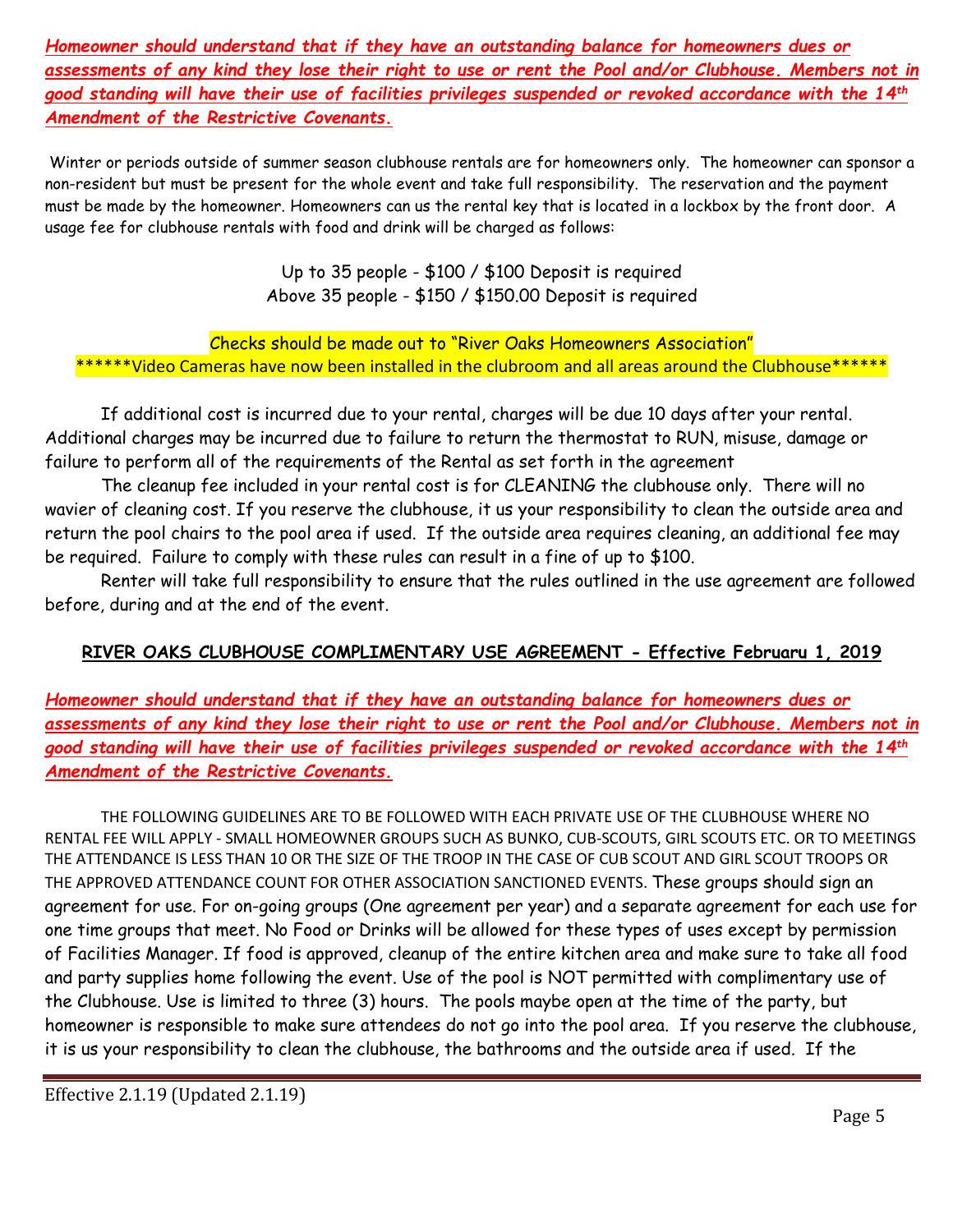***Homeowner should understand that if they have an outstanding balance for homeowners dues or assessments of any kind they lose their right to use or rent the Pool and/or Clubhouse. Members not in good standing will have their use of facilities privileges suspended or revoked accordance with the 14th Amendment of the Restrictive Covenants.***

Winter or periods outside of summer season clubhouse rentals are for homeowners only. The homeowner can sponsor a non-resident but must be present for the whole event and take full responsibility. The reservation and the payment must be made by the homeowner. Homeowners can us the rental key that is located in a lockbox by the front door. A usage fee for clubhouse rentals with food and drink will be charged as follows:

Up to 35 people - $100 / $100 Deposit is required
Above 35 people - $150 / $150.00 Deposit is required

Checks should be made out to "River Oaks Homeowners Association"
******Video Cameras have now been installed in the clubroom and all areas around the Clubhouse******

If additional cost is incurred due to your rental, charges will be due 10 days after your rental. Additional charges may be incurred due to failure to return the thermostat to RUN, misuse, damage or failure to perform all of the requirements of the Rental as set forth in the agreement

The cleanup fee included in your rental cost is for CLEANING the clubhouse only. There will no wavier of cleaning cost. If you reserve the clubhouse, it us your responsibility to clean the outside area and return the pool chairs to the pool area if used. If the outside area requires cleaning, an additional fee may be required. Failure to comply with these rules can result in a fine of up to $100.

Renter will take full responsibility to ensure that the rules outlined in the use agreement are followed before, during and at the end of the event.

## RIVER OAKS CLUBHOUSE COMPLIMENTARY USE AGREEMENT - Effective Februaru 1, 2019

***Homeowner should understand that if they have an outstanding balance for homeowners dues or assessments of any kind they lose their right to use or rent the Pool and/or Clubhouse. Members not in good standing will have their use of facilities privileges suspended or revoked accordance with the 14th Amendment of the Restrictive Covenants.***

THE FOLLOWING GUIDELINES ARE TO BE FOLLOWED WITH EACH PRIVATE USE OF THE CLUBHOUSE WHERE NO RENTAL FEE WILL APPLY - SMALL HOMEOWNER GROUPS SUCH AS BUNKO, CUB-SCOUTS, GIRL SCOUTS ETC. OR TO MEETINGS THE ATTENDANCE IS LESS THAN 10 OR THE SIZE OF THE TROOP IN THE CASE OF CUB SCOUT AND GIRL SCOUT TROOPS OR THE APPROVED ATTENDANCE COUNT FOR OTHER ASSOCIATION SANCTIONED EVENTS. These groups should sign an agreement for use. For on-going groups (One agreement per year) and a separate agreement for each use for one time groups that meet. No Food or Drinks will be allowed for these types of uses except by permission of Facilities Manager. If food is approved, cleanup of the entire kitchen area and make sure to take all food and party supplies home following the event. Use of the pool is NOT permitted with complimentary use of the Clubhouse. Use is limited to three (3) hours. The pools maybe open at the time of the party, but homeowner is responsible to make sure attendees do not go into the pool area. If you reserve the clubhouse, it is us your responsibility to clean the clubhouse, the bathrooms and the outside area if used. If the

Effective 2.1.19 (Updated 2.1.19)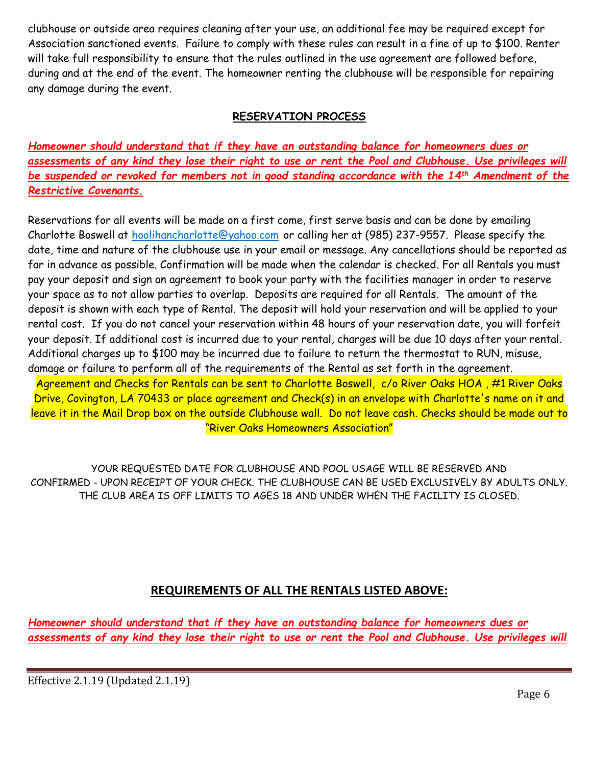clubhouse or outside area requires cleaning after your use, an additional fee may be required except for Association sanctioned events. Failure to comply with these rules can result in a fine of up to $100. Renter will take full responsibility to ensure that the rules outlined in the use agreement are followed before, during and at the end of the event. The homeowner renting the clubhouse will be responsible for repairing any damage during the event.

## RESERVATION PROCESS

***Homeowner should understand that if they have an outstanding balance for homeowners dues or assessments of any kind they lose their right to use or rent the Pool and Clubhouse. Use privileges will be suspended or revoked for members not in good standing accordance with the 14th Amendment of the Restrictive Covenants.***

Reservations for all events will be made on a first come, first serve basis and can be done by emailing Charlotte Boswell at hoolihancharlotte@yahoo.com or calling her at (985) 237-9557. Please specify the date, time and nature of the clubhouse use in your email or message. Any cancellations should be reported as far in advance as possible. Confirmation will be made when the calendar is checked. For all Rentals you must pay your deposit and sign an agreement to book your party with the facilities manager in order to reserve your space as to not allow parties to overlap. Deposits are required for all Rentals. The amount of the deposit is shown with each type of Rental. The deposit will hold your reservation and will be applied to your rental cost. If you do not cancel your reservation within 48 hours of your reservation date, you will forfeit your deposit. If additional cost is incurred due to your rental, charges will be due 10 days after your rental. Additional charges up to $100 may be incurred due to failure to return the thermostat to RUN, misuse, damage or failure to perform all of the requirements of the Rental as set forth in the agreement.

Agreement and Checks for Rentals can be sent to Charlotte Boswell, c/o River Oaks HOA , #1 River Oaks Drive, Covington, LA 70433 or place agreement and Check(s) in an envelope with Charlotte's name on it and leave it in the Mail Drop box on the outside Clubhouse wall. Do not leave cash. Checks should be made out to "River Oaks Homeowners Association"

YOUR REQUESTED DATE FOR CLUBHOUSE AND POOL USAGE WILL BE RESERVED AND CONFIRMED - UPON RECEIPT OF YOUR CHECK. THE CLUBHOUSE CAN BE USED EXCLUSIVELY BY ADULTS ONLY. THE CLUB AREA IS OFF LIMITS TO AGES 18 AND UNDER WHEN THE FACILITY IS CLOSED.

## REQUIREMENTS OF ALL THE RENTALS LISTED ABOVE:

***Homeowner should understand that if they have an outstanding balance for homeowners dues or assessments of any kind they lose their right to use or rent the Pool and Clubhouse. Use privileges will***

Effective 2.1.19 (Updated 2.1.19)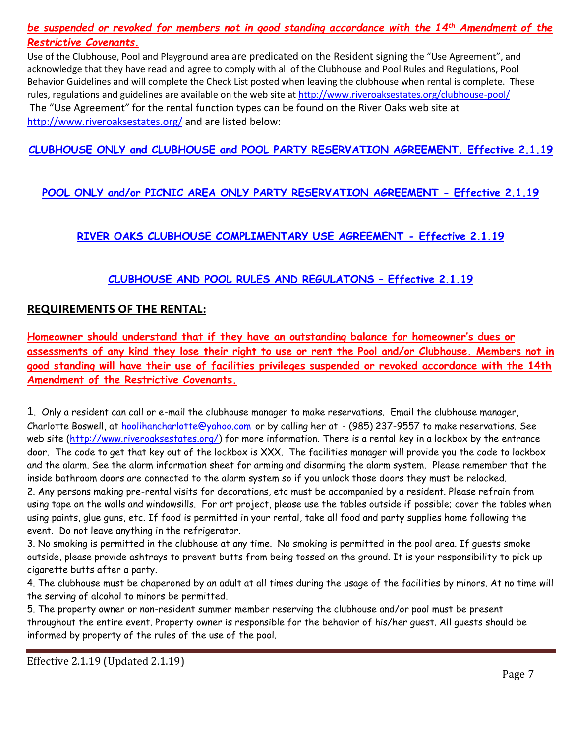***be suspended or revoked for members not in good standing accordance with the 14th Amendment of the Restrictive Covenants.***

Use of the Clubhouse, Pool and Playground area are predicated on the Resident signing the "Use Agreement", and acknowledge that they have read and agree to comply with all of the Clubhouse and Pool Rules and Regulations, Pool Behavior Guidelines and will complete the Check List posted when leaving the clubhouse when rental is complete. These rules, regulations and guidelines are available on the web site at http://www.riveroaksestates.org/clubhouse-pool/

The "Use Agreement" for the rental function types can be found on the River Oaks web site at http://www.riveroaksestates.org/ and are listed below:

**CLUBHOUSE ONLY and CLUBHOUSE and POOL PARTY RESERVATION AGREEMENT. Effective 2.1.19**

**POOL ONLY and/or PICNIC AREA ONLY PARTY RESERVATION AGREEMENT - Effective 2.1.19**

**RIVER OAKS CLUBHOUSE COMPLIMENTARY USE AGREEMENT - Effective 2.1.19**

**CLUBHOUSE AND POOL RULES AND REGULATONS – Effective 2.1.19**

## REQUIREMENTS OF THE RENTAL:

**Homeowner should understand that if they have an outstanding balance for homeowner's dues or assessments of any kind they lose their right to use or rent the Pool and/or Clubhouse. Members not in good standing will have their use of facilities privileges suspended or revoked accordance with the 14th Amendment of the Restrictive Covenants.**

1. Only a resident can call or e-mail the clubhouse manager to make reservations. Email the clubhouse manager, Charlotte Boswell, at hoolihancharlotte@yahoo.com or by calling her at - (985) 237-9557 to make reservations. See web site (http://www.riveroaksestates.org/) for more information. There is a rental key in a lockbox by the entrance door. The code to get that key out of the lockbox is XXX. The facilities manager will provide you the code to lockbox and the alarm. See the alarm information sheet for arming and disarming the alarm system. Please remember that the inside bathroom doors are connected to the alarm system so if you unlock those doors they must be relocked.
2. Any persons making pre-rental visits for decorations, etc must be accompanied by a resident. Please refrain from using tape on the walls and windowsills. For art project, please use the tables outside if possible; cover the tables when using paints, glue guns, etc. If food is permitted in your rental, take all food and party supplies home following the event. Do not leave anything in the refrigerator.
3. No smoking is permitted in the clubhouse at any time. No smoking is permitted in the pool area. If guests smoke outside, please provide ashtrays to prevent butts from being tossed on the ground. It is your responsibility to pick up cigarette butts after a party.
4. The clubhouse must be chaperoned by an adult at all times during the usage of the facilities by minors. At no time will the serving of alcohol to minors be permitted.
5. The property owner or non-resident summer member reserving the clubhouse and/or pool must be present throughout the entire event. Property owner is responsible for the behavior of his/her guest. All guests should be informed by property of the rules of the use of the pool.

Effective 2.1.19 (Updated 2.1.19)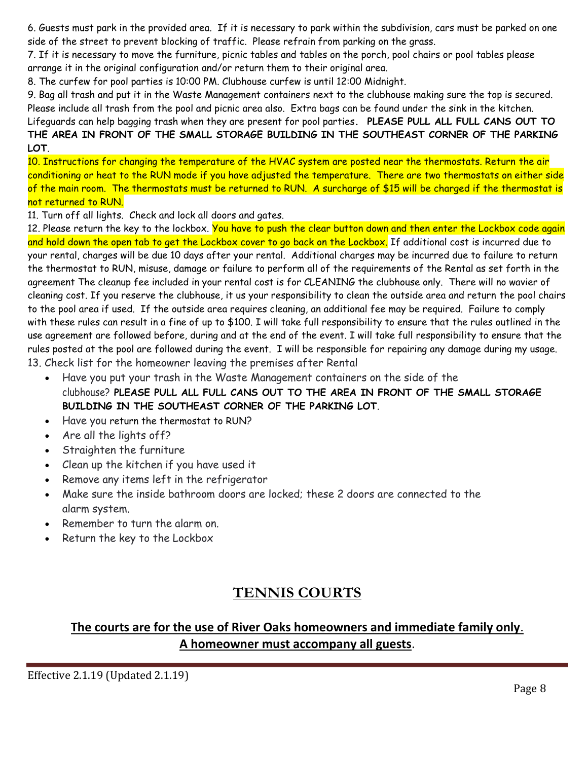6. Guests must park in the provided area. If it is necessary to park within the subdivision, cars must be parked on one side of the street to prevent blocking of traffic. Please refrain from parking on the grass.

7. If it is necessary to move the furniture, picnic tables and tables on the porch, pool chairs or pool tables please arrange it in the original configuration and/or return them to their original area.

8. The curfew for pool parties is 10:00 PM. Clubhouse curfew is until 12:00 Midnight.

9. Bag all trash and put it in the Waste Management containers next to the clubhouse making sure the top is secured. Please include all trash from the pool and picnic area also. Extra bags can be found under the sink in the kitchen. Lifeguards can help bagging trash when they are present for pool parties. **PLEASE PULL ALL FULL CANS OUT TO THE AREA IN FRONT OF THE SMALL STORAGE BUILDING IN THE SOUTHEAST CORNER OF THE PARKING LOT**.

10. Instructions for changing the temperature of the HVAC system are posted near the thermostats. Return the air conditioning or heat to the RUN mode if you have adjusted the temperature. There are two thermostats on either side of the main room. The thermostats must be returned to RUN. A surcharge of $15 will be charged if the thermostat is not returned to RUN.

11. Turn off all lights. Check and lock all doors and gates.

12. Please return the key to the lockbox. You have to push the clear button down and then enter the Lockbox code again and hold down the open tab to get the Lockbox cover to go back on the Lockbox. If additional cost is incurred due to your rental, charges will be due 10 days after your rental. Additional charges may be incurred due to failure to return the thermostat to RUN, misuse, damage or failure to perform all of the requirements of the Rental as set forth in the agreement The cleanup fee included in your rental cost is for CLEANING the clubhouse only. There will no wavier of cleaning cost. If you reserve the clubhouse, it us your responsibility to clean the outside area and return the pool chairs to the pool area if used. If the outside area requires cleaning, an additional fee may be required. Failure to comply with these rules can result in a fine of up to $100. I will take full responsibility to ensure that the rules outlined in the use agreement are followed before, during and at the end of the event. I will take full responsibility to ensure that the rules posted at the pool are followed during the event. I will be responsible for repairing any damage during my usage.

13. Check list for the homeowner leaving the premises after Rental

- Have you put your trash in the Waste Management containers on the side of the clubhouse? **PLEASE PULL ALL FULL CANS OUT TO THE AREA IN FRONT OF THE SMALL STORAGE BUILDING IN THE SOUTHEAST CORNER OF THE PARKING LOT**.
- Have you return the thermostat to RUN?
- Are all the lights off?
- Straighten the furniture
- Clean up the kitchen if you have used it
- Remove any items left in the refrigerator
- Make sure the inside bathroom doors are locked; these 2 doors are connected to the alarm system.
- Remember to turn the alarm on.
- Return the key to the Lockbox

## TENNIS COURTS

### The courts are for the use of River Oaks homeowners and immediate family only. A homeowner must accompany all guests.

Effective 2.1.19 (Updated 2.1.19)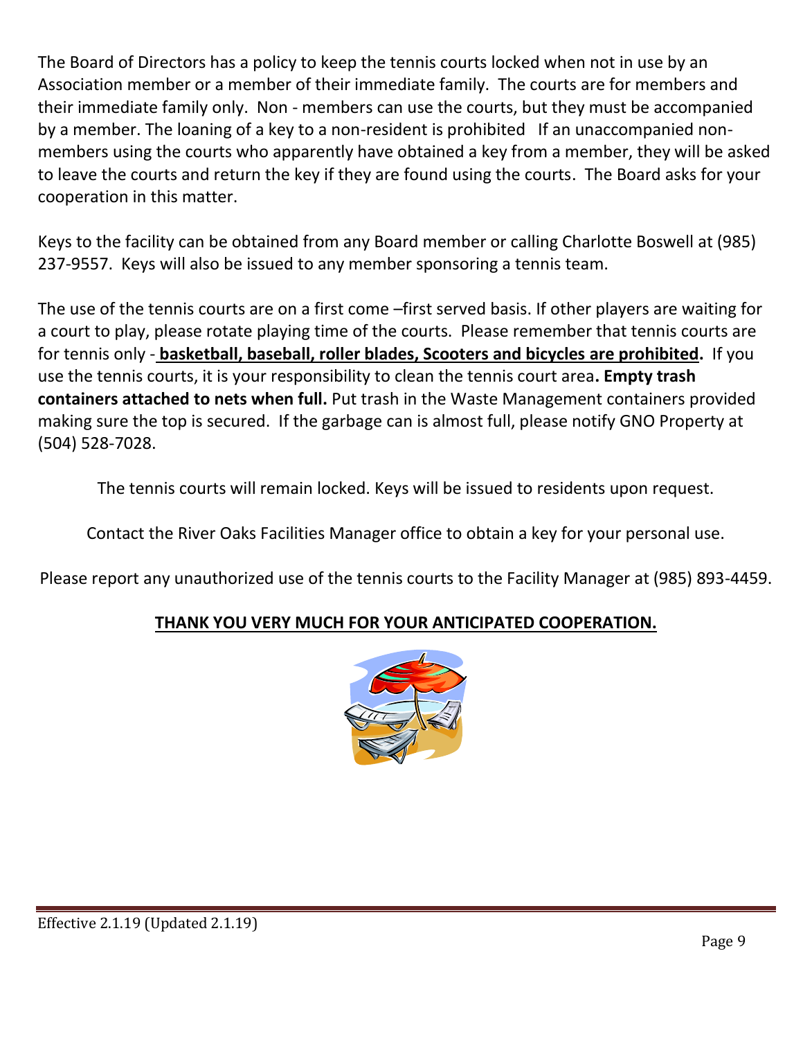The Board of Directors has a policy to keep the tennis courts locked when not in use by an Association member or a member of their immediate family. The courts are for members and their immediate family only. Non - members can use the courts, but they must be accompanied by a member. The loaning of a key to a non-resident is prohibited If an unaccompanied non-members using the courts who apparently have obtained a key from a member, they will be asked to leave the courts and return the key if they are found using the courts. The Board asks for your cooperation in this matter.

Keys to the facility can be obtained from any Board member or calling Charlotte Boswell at (985) 237-9557. Keys will also be issued to any member sponsoring a tennis team.

The use of the tennis courts are on a first come –first served basis. If other players are waiting for a court to play, please rotate playing time of the courts. Please remember that tennis courts are for tennis only - **basketball, baseball, roller blades, Scooters and bicycles are prohibited.** If you use the tennis courts, it is your responsibility to clean the tennis court area**. Empty trash containers attached to nets when full.** Put trash in the Waste Management containers provided making sure the top is secured. If the garbage can is almost full, please notify GNO Property at (504) 528-7028.

The tennis courts will remain locked. Keys will be issued to residents upon request.

Contact the River Oaks Facilities Manager office to obtain a key for your personal use.

Please report any unauthorized use of the tennis courts to the Facility Manager at (985) 893-4459.

**THANK YOU VERY MUCH FOR YOUR ANTICIPATED COOPERATION.**

Effective 2.1.19 (Updated 2.1.19)